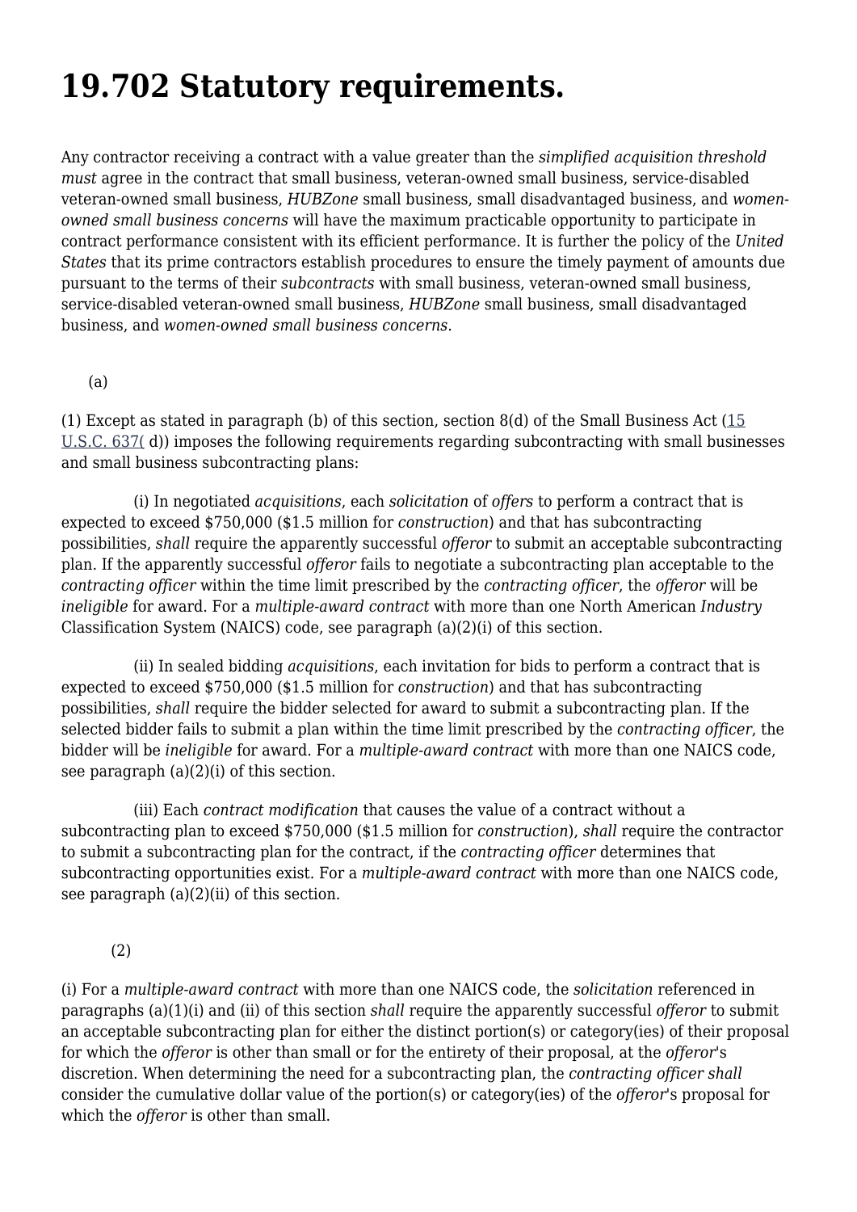# 19.702 Statutory requirements.

Any contractor receiving a contract with a value greater than the *simplified acquisition threshold must* agree in the contract that small business, veteran-owned small business, service-disabled veteran-owned small business, *HUBZone* small business, small disadvantaged business, and *women-owned small business concerns* will have the maximum practicable opportunity to participate in contract performance consistent with its efficient performance. It is further the policy of the *United States* that its prime contractors establish procedures to ensure the timely payment of amounts due pursuant to the terms of their *subcontracts* with small business, veteran-owned small business, service-disabled veteran-owned small business, *HUBZone* small business, small disadvantaged business, and *women-owned small business concerns*.

(a)

(1) Except as stated in paragraph (b) of this section, section 8(d) of the Small Business Act (15 U.S.C. 637( d)) imposes the following requirements regarding subcontracting with small businesses and small business subcontracting plans:

(i) In negotiated *acquisitions*, each *solicitation* of *offers* to perform a contract that is expected to exceed $750,000 ($1.5 million for *construction*) and that has subcontracting possibilities, *shall* require the apparently successful *offeror* to submit an acceptable subcontracting plan. If the apparently successful *offeror* fails to negotiate a subcontracting plan acceptable to the *contracting officer* within the time limit prescribed by the *contracting officer*, the *offeror* will be *ineligible* for award. For a *multiple-award contract* with more than one North American *Industry* Classification System (NAICS) code, see paragraph (a)(2)(i) of this section.

(ii) In sealed bidding *acquisitions*, each invitation for bids to perform a contract that is expected to exceed $750,000 ($1.5 million for *construction*) and that has subcontracting possibilities, *shall* require the bidder selected for award to submit a subcontracting plan. If the selected bidder fails to submit a plan within the time limit prescribed by the *contracting officer*, the bidder will be *ineligible* for award. For a *multiple-award contract* with more than one NAICS code, see paragraph (a)(2)(i) of this section.

(iii) Each *contract modification* that causes the value of a contract without a subcontracting plan to exceed $750,000 ($1.5 million for *construction*), *shall* require the contractor to submit a subcontracting plan for the contract, if the *contracting officer* determines that subcontracting opportunities exist. For a *multiple-award contract* with more than one NAICS code, see paragraph (a)(2)(ii) of this section.

(2)

(i) For a *multiple-award contract* with more than one NAICS code, the *solicitation* referenced in paragraphs (a)(1)(i) and (ii) of this section *shall* require the apparently successful *offeror* to submit an acceptable subcontracting plan for either the distinct portion(s) or category(ies) of their proposal for which the *offeror* is other than small or for the entirety of their proposal, at the *offeror*'s discretion. When determining the need for a subcontracting plan, the *contracting officer shall* consider the cumulative dollar value of the portion(s) or category(ies) of the *offeror*'s proposal for which the *offeror* is other than small.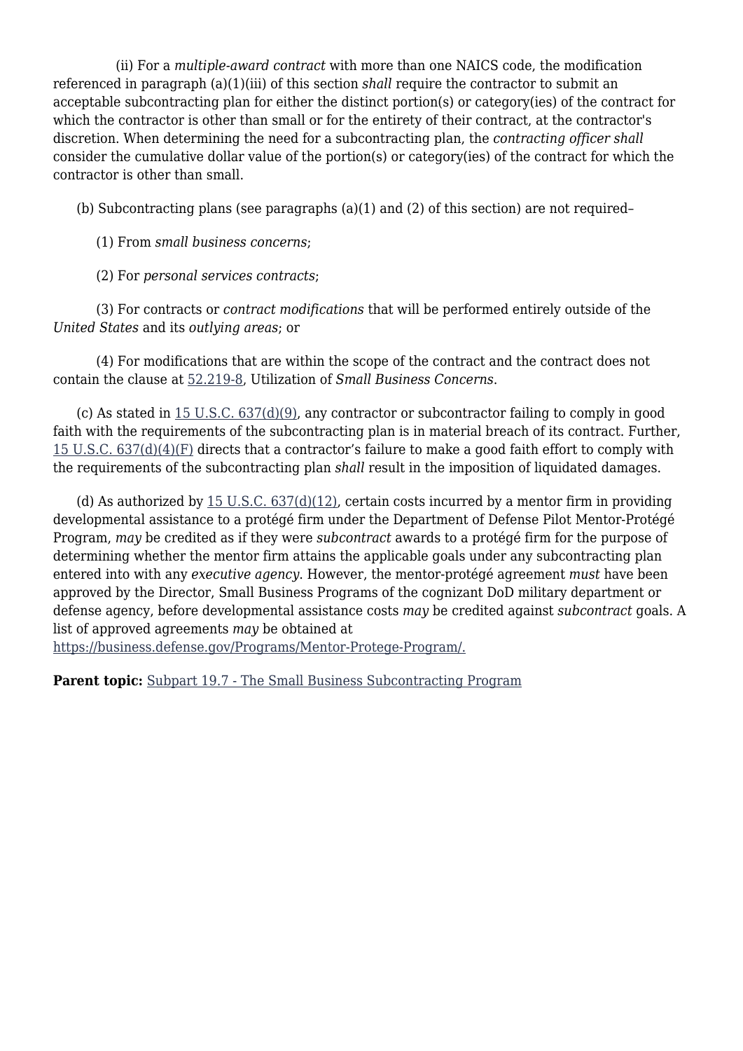(ii) For a *multiple-award contract* with more than one NAICS code, the modification referenced in paragraph (a)(1)(iii) of this section *shall* require the contractor to submit an acceptable subcontracting plan for either the distinct portion(s) or category(ies) of the contract for which the contractor is other than small or for the entirety of their contract, at the contractor's discretion. When determining the need for a subcontracting plan, the *contracting officer shall* consider the cumulative dollar value of the portion(s) or category(ies) of the contract for which the contractor is other than small.

(b) Subcontracting plans (see paragraphs (a)(1) and (2) of this section) are not required–

(1) From *small business concerns*;

(2) For *personal services contracts*;

(3) For contracts or *contract modifications* that will be performed entirely outside of the *United States* and its *outlying areas*; or

(4) For modifications that are within the scope of the contract and the contract does not contain the clause at 52.219-8, Utilization of *Small Business Concerns*.

(c) As stated in 15 U.S.C. 637(d)(9), any contractor or subcontractor failing to comply in good faith with the requirements of the subcontracting plan is in material breach of its contract. Further, 15 U.S.C. 637(d)(4)(F) directs that a contractor's failure to make a good faith effort to comply with the requirements of the subcontracting plan *shall* result in the imposition of liquidated damages.

(d) As authorized by 15 U.S.C. 637(d)(12), certain costs incurred by a mentor firm in providing developmental assistance to a protégé firm under the Department of Defense Pilot Mentor-Protégé Program, *may* be credited as if they were *subcontract* awards to a protégé firm for the purpose of determining whether the mentor firm attains the applicable goals under any subcontracting plan entered into with any *executive agency*. However, the mentor-protégé agreement *must* have been approved by the Director, Small Business Programs of the cognizant DoD military department or defense agency, before developmental assistance costs *may* be credited against *subcontract* goals. A list of approved agreements *may* be obtained at https://business.defense.gov/Programs/Mentor-Protege-Program/.

**Parent topic:** Subpart 19.7 - The Small Business Subcontracting Program